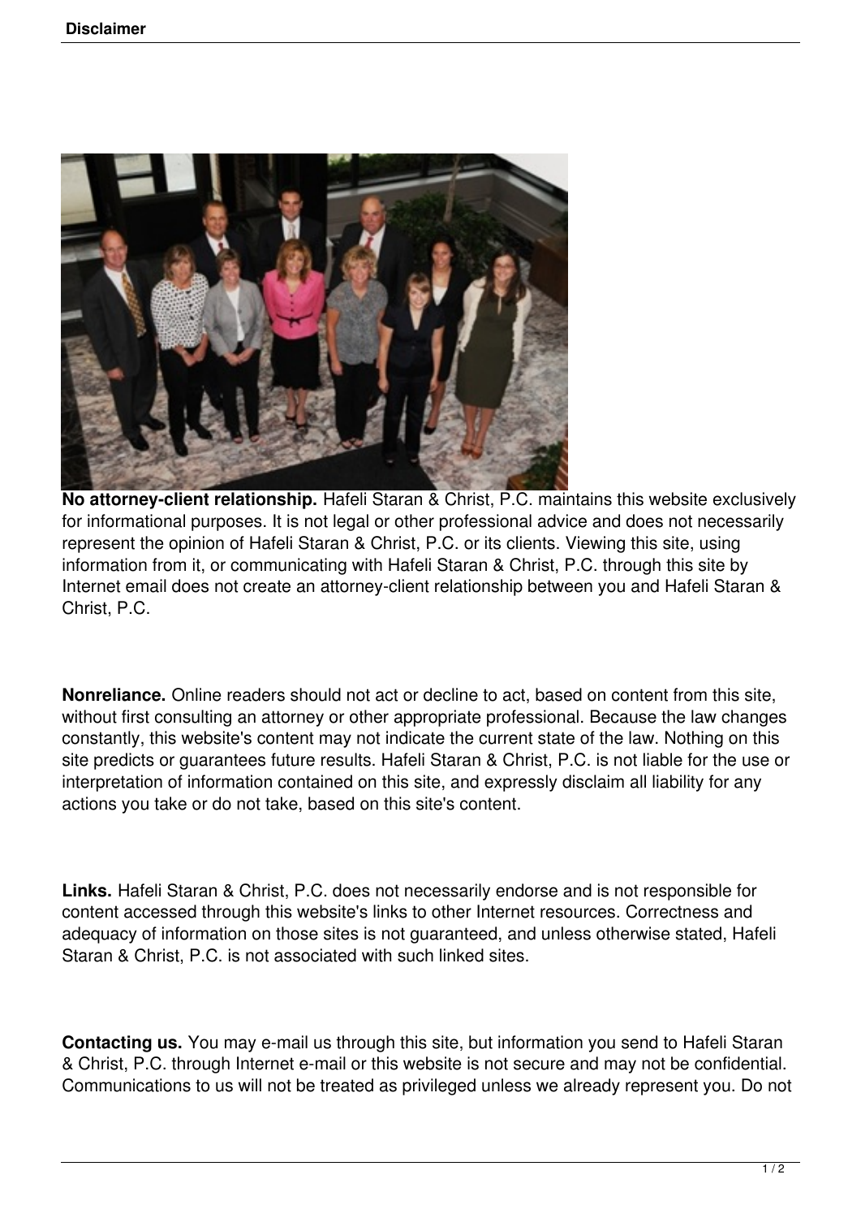**No attorney-client relationship.** Hafeli Staran & Christ, P.C. maintains this website exclusively for informational purposes. It is not legal or other professional advice and does not necessarily represent the opinion of Hafeli Staran & Christ, P.C. or its clients. Viewing this site, using information from it, or communicating with Hafeli Staran & Christ, P.C. through this site by Internet email does not create an attorney-client relationship between you and Hafeli Staran & Christ, P.C.

**Nonreliance.** Online readers should not act or decline to act, based on content from this site, without first consulting an attorney or other appropriate professional. Because the law changes constantly, this website's content may not indicate the current state of the law. Nothing on this site predicts or guarantees future results. Hafeli Staran & Christ, P.C. is not liable for the use or interpretation of information contained on this site, and expressly disclaim all liability for any actions you take or do not take, based on this site's content.

**Links.** Hafeli Staran & Christ, P.C. does not necessarily endorse and is not responsible for content accessed through this website's links to other Internet resources. Correctness and adequacy of information on those sites is not guaranteed, and unless otherwise stated, Hafeli Staran & Christ, P.C. is not associated with such linked sites.

**Contacting us.** You may e-mail us through this site, but information you send to Hafeli Staran & Christ, P.C. through Internet e-mail or this website is not secure and may not be confidential. Communications to us will not be treated as privileged unless we already represent you. Do not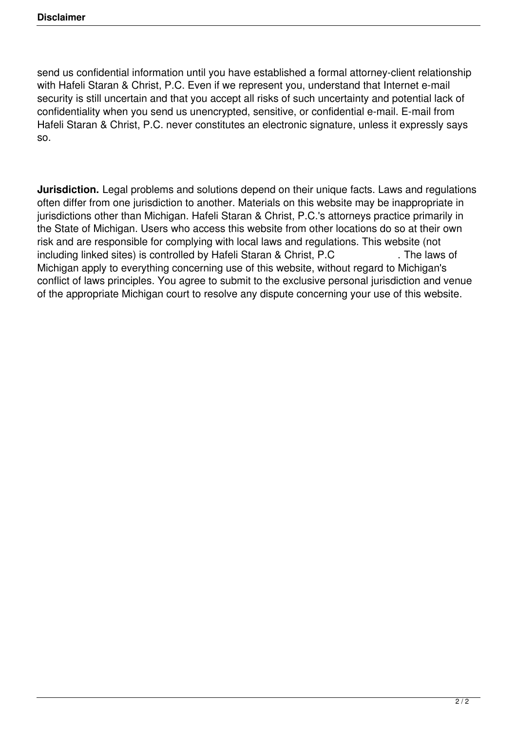send us confidential information until you have established a formal attorney-client relationship with Hafeli Staran & Christ, P.C. Even if we represent you, understand that Internet e-mail security is still uncertain and that you accept all risks of such uncertainty and potential lack of confidentiality when you send us unencrypted, sensitive, or confidential e-mail. E-mail from Hafeli Staran & Christ, P.C. never constitutes an electronic signature, unless it expressly says so.

**Jurisdiction.** Legal problems and solutions depend on their unique facts. Laws and regulations often differ from one jurisdiction to another. Materials on this website may be inappropriate in jurisdictions other than Michigan. Hafeli Staran & Christ, P.C.'s attorneys practice primarily in the State of Michigan. Users who access this website from other locations do so at their own risk and are responsible for complying with local laws and regulations. This website (not including linked sites) is controlled by Hafeli Staran & Christ, P.C . The laws of Michigan apply to everything concerning use of this website, without regard to Michigan's conflict of laws principles. You agree to submit to the exclusive personal jurisdiction and venue of the appropriate Michigan court to resolve any dispute concerning your use of this website.